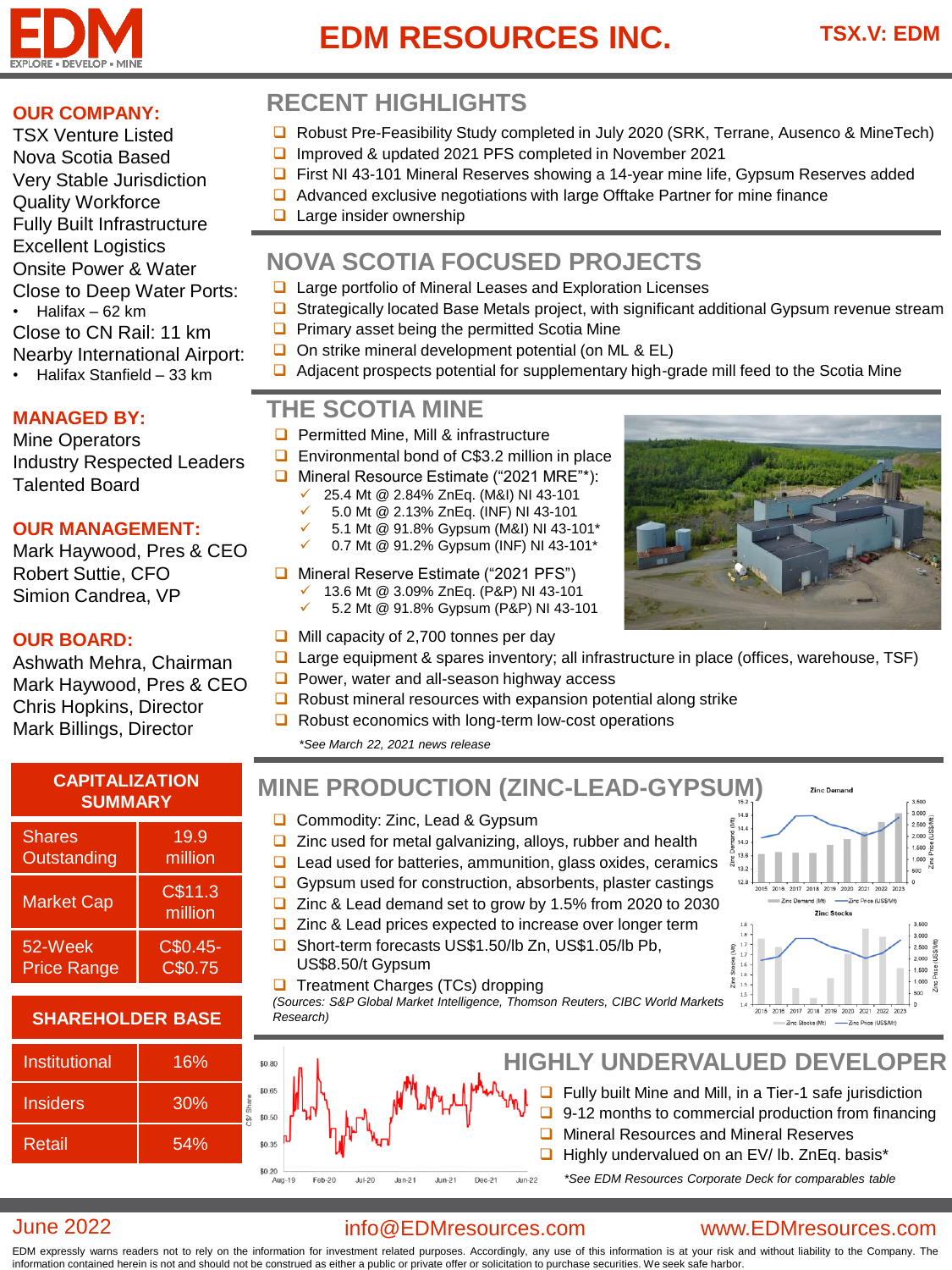# EDM RESOURCES INC.

**TSX.V: EDM**

## OUR COMPANY:

TSX Venture Listed
Nova Scotia Based
Very Stable Jurisdiction
Quality Workforce
Fully Built Infrastructure
Excellent Logistics
Onsite Power & Water
Close to Deep Water Ports:
- Halifax – 62 km

Close to CN Rail: 11 km
Nearby International Airport:
- Halifax Stanfield – 33 km

## MANAGED BY:

Mine Operators
Industry Respected Leaders
Talented Board

## OUR MANAGEMENT:

Mark Haywood, Pres & CEO
Robert Suttie, CFO
Simion Candrea, VP

## OUR BOARD:

Ashwath Mehra, Chairman
Mark Haywood, Pres & CEO
Chris Hopkins, Director
Mark Billings, Director

## CAPITALIZATION SUMMARY

| | |
|---|---|
| Shares Outstanding | 19.9 million |
| Market Cap | C$11.3 million |
| 52-Week Price Range | C$0.45-C$0.75 |

## SHAREHOLDER BASE

| | |
|---|---|
| Institutional | 16% |
| Insiders | 30% |
| Retail | 54% |

## RECENT HIGHLIGHTS

- Robust Pre-Feasibility Study completed in July 2020 (SRK, Terrane, Ausenco & MineTech)
- Improved & updated 2021 PFS completed in November 2021
- First NI 43-101 Mineral Reserves showing a 14-year mine life, Gypsum Reserves added
- Advanced exclusive negotiations with large Offtake Partner for mine finance
- Large insider ownership

## NOVA SCOTIA FOCUSED PROJECTS

- Large portfolio of Mineral Leases and Exploration Licenses
- Strategically located Base Metals project, with significant additional Gypsum revenue stream
- Primary asset being the permitted Scotia Mine
- On strike mineral development potential (on ML & EL)
- Adjacent prospects potential for supplementary high-grade mill feed to the Scotia Mine

## THE SCOTIA MINE

- Permitted Mine, Mill & infrastructure
- Environmental bond of C$3.2 million in place
- Mineral Resource Estimate (“2021 MRE”*):
  - ✓ 25.4 Mt @ 2.84% ZnEq. (M&I) NI 43-101
  - ✓ 5.0 Mt @ 2.13% ZnEq. (INF) NI 43-101
  - ✓ 5.1 Mt @ 91.8% Gypsum (M&I) NI 43-101*
  - ✓ 0.7 Mt @ 91.2% Gypsum (INF) NI 43-101*
- Mineral Reserve Estimate (“2021 PFS”)
  - ✓ 13.6 Mt @ 3.09% ZnEq. (P&P) NI 43-101
  - ✓ 5.2 Mt @ 91.8% Gypsum (P&P) NI 43-101
- Mill capacity of 2,700 tonnes per day
- Large equipment & spares inventory; all infrastructure in place (offices, warehouse, TSF)
- Power, water and all-season highway access
- Robust mineral resources with expansion potential along strike
- Robust economics with long-term low-cost operations

*\*See March 22, 2021 news release*

## MINE PRODUCTION (ZINC-LEAD-GYPSUM)

- Commodity: Zinc, Lead & Gypsum
- Zinc used for metal galvanizing, alloys, rubber and health
- Lead used for batteries, ammunition, glass oxides, ceramics
- Gypsum used for construction, absorbents, plaster castings
- Zinc & Lead demand set to grow by 1.5% from 2020 to 2030
- Zinc & Lead prices expected to increase over longer term
- Short-term forecasts US$1.50/lb Zn, US$1.05/lb Pb, US$8.50/t Gypsum
- Treatment Charges (TCs) dropping

*(Sources: S&P Global Market Intelligence, Thomson Reuters, CIBC World Markets Research)*

## HIGHLY UNDERVALUED DEVELOPER

- Fully built Mine and Mill, in a Tier-1 safe jurisdiction
- 9-12 months to commercial production from financing
- Mineral Resources and Mineral Reserves
- Highly undervalued on an EV/ lb. ZnEq. basis*

*\*See EDM Resources Corporate Deck for comparables table*

June 2022 | info@EDMresources.com | www.EDMresources.com

EDM expressly warns readers not to rely on the information for investment related purposes. Accordingly, any use of this information is at your risk and without liability to the Company. The information contained herein is not and should not be construed as either a public or private offer or solicitation to purchase securities. We seek safe harbor.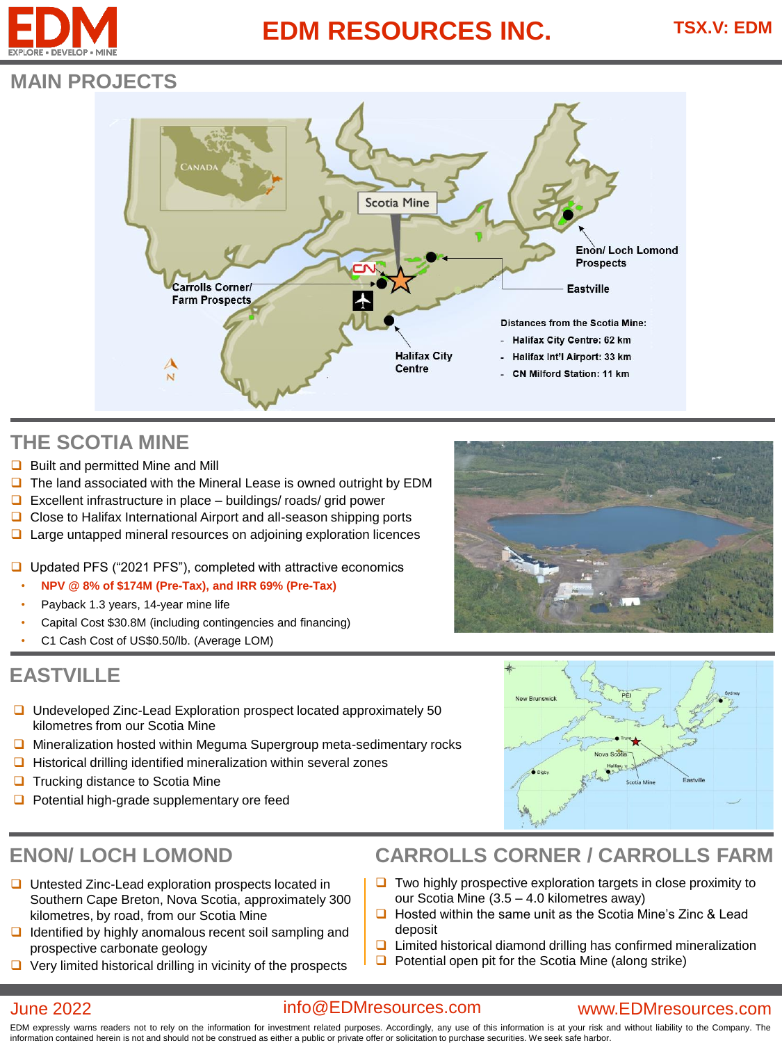# EDM RESOURCES INC.

TSX.V: EDM

## MAIN PROJECTS

Scotia Mine

CANADA

Enon/ Loch Lomond Prospects

Eastville

Carrolls Corner/ Farm Prospects

Halifax City Centre

Distances from the Scotia Mine:
- Halifax City Centre: 62 km
- Halifax Int'l Airport: 33 km
- CN Milford Station: 11 km

## THE SCOTIA MINE

- Built and permitted Mine and Mill
- The land associated with the Mineral Lease is owned outright by EDM
- Excellent infrastructure in place – buildings/ roads/ grid power
- Close to Halifax International Airport and all-season shipping ports
- Large untapped mineral resources on adjoining exploration licences

- Updated PFS ("2021 PFS"), completed with attractive economics
  - **NPV @ 8% of $174M (Pre-Tax), and IRR 69% (Pre-Tax)**
  - Payback 1.3 years, 14-year mine life
  - Capital Cost $30.8M (including contingencies and financing)
  - C1 Cash Cost of US$0.50/lb. (Average LOM)

## EASTVILLE

- Undeveloped Zinc-Lead Exploration prospect located approximately 50 kilometres from our Scotia Mine
- Mineralization hosted within Meguma Supergroup meta-sedimentary rocks
- Historical drilling identified mineralization within several zones
- Trucking distance to Scotia Mine
- Potential high-grade supplementary ore feed

New Brunswick
PEI
Sydney
Truro
Nova Scotia
Halifax
Digby
Scotia Mine
Eastville

## ENON/ LOCH LOMOND

- Untested Zinc-Lead exploration prospects located in Southern Cape Breton, Nova Scotia, approximately 300 kilometres, by road, from our Scotia Mine
- Identified by highly anomalous recent soil sampling and prospective carbonate geology
- Very limited historical drilling in vicinity of the prospects

## CARROLLS CORNER / CARROLLS FARM

- Two highly prospective exploration targets in close proximity to our Scotia Mine (3.5 – 4.0 kilometres away)
- Hosted within the same unit as the Scotia Mine's Zinc & Lead deposit
- Limited historical diamond drilling has confirmed mineralization
- Potential open pit for the Scotia Mine (along strike)

June 2022 | info@EDMresources.com | www.EDMresources.com

EDM expressly warns readers not to rely on the information for investment related purposes. Accordingly, any use of this information is at your risk and without liability to the Company. The information contained herein is not and should not be construed as either a public or private offer or solicitation to purchase securities. We seek safe harbor.